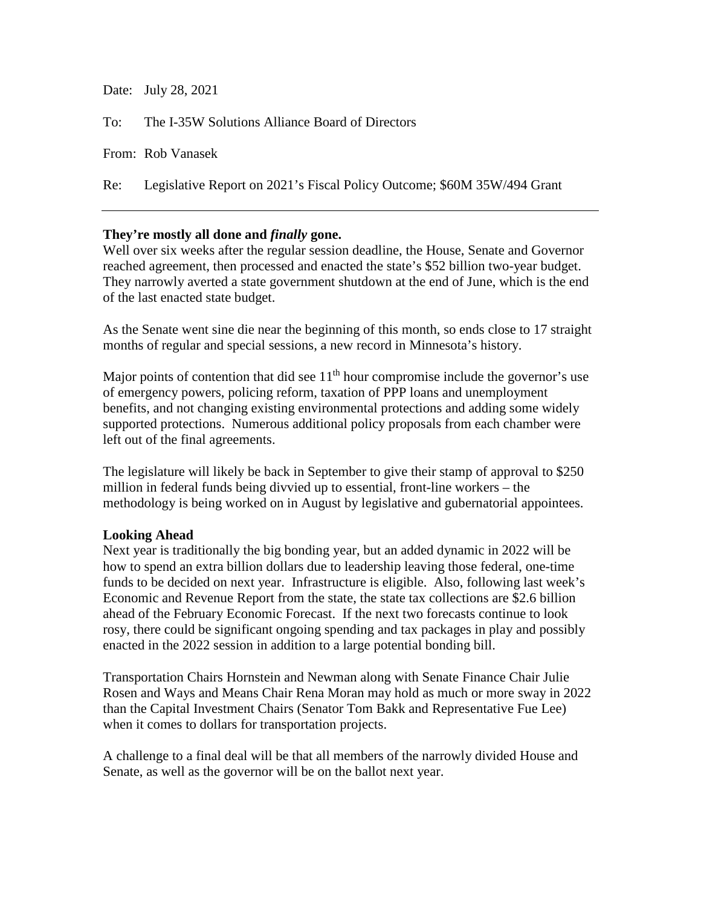Date: July 28, 2021

To: The I-35W Solutions Alliance Board of Directors

From: Rob Vanasek

Re: Legislative Report on 2021's Fiscal Policy Outcome; $60M 35W/494 Grant

---

**They're mostly all done and *finally* gone.**

Well over six weeks after the regular session deadline, the House, Senate and Governor reached agreement, then processed and enacted the state's $52 billion two-year budget. They narrowly averted a state government shutdown at the end of June, which is the end of the last enacted state budget.

As the Senate went sine die near the beginning of this month, so ends close to 17 straight months of regular and special sessions, a new record in Minnesota's history.

Major points of contention that did see 11th hour compromise include the governor's use of emergency powers, policing reform, taxation of PPP loans and unemployment benefits, and not changing existing environmental protections and adding some widely supported protections. Numerous additional policy proposals from each chamber were left out of the final agreements.

The legislature will likely be back in September to give their stamp of approval to $250 million in federal funds being divvied up to essential, front-line workers – the methodology is being worked on in August by legislative and gubernatorial appointees.

**Looking Ahead**

Next year is traditionally the big bonding year, but an added dynamic in 2022 will be how to spend an extra billion dollars due to leadership leaving those federal, one-time funds to be decided on next year. Infrastructure is eligible. Also, following last week's Economic and Revenue Report from the state, the state tax collections are $2.6 billion ahead of the February Economic Forecast. If the next two forecasts continue to look rosy, there could be significant ongoing spending and tax packages in play and possibly enacted in the 2022 session in addition to a large potential bonding bill.

Transportation Chairs Hornstein and Newman along with Senate Finance Chair Julie Rosen and Ways and Means Chair Rena Moran may hold as much or more sway in 2022 than the Capital Investment Chairs (Senator Tom Bakk and Representative Fue Lee) when it comes to dollars for transportation projects.

A challenge to a final deal will be that all members of the narrowly divided House and Senate, as well as the governor will be on the ballot next year.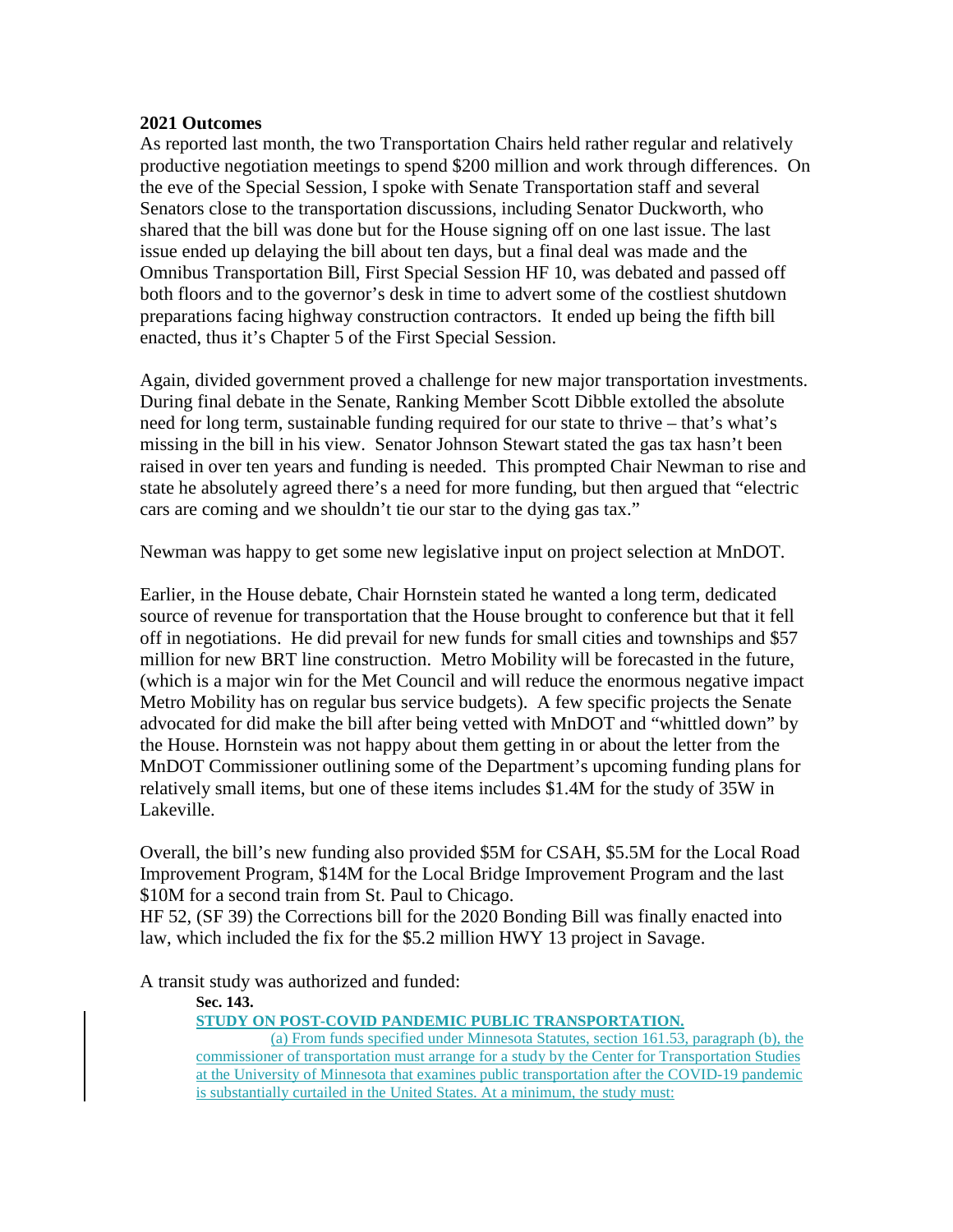**2021 Outcomes**

As reported last month, the two Transportation Chairs held rather regular and relatively productive negotiation meetings to spend $200 million and work through differences. On the eve of the Special Session, I spoke with Senate Transportation staff and several Senators close to the transportation discussions, including Senator Duckworth, who shared that the bill was done but for the House signing off on one last issue. The last issue ended up delaying the bill about ten days, but a final deal was made and the Omnibus Transportation Bill, First Special Session HF 10, was debated and passed off both floors and to the governor's desk in time to advert some of the costliest shutdown preparations facing highway construction contractors. It ended up being the fifth bill enacted, thus it's Chapter 5 of the First Special Session.

Again, divided government proved a challenge for new major transportation investments. During final debate in the Senate, Ranking Member Scott Dibble extolled the absolute need for long term, sustainable funding required for our state to thrive – that's what's missing in the bill in his view. Senator Johnson Stewart stated the gas tax hasn't been raised in over ten years and funding is needed. This prompted Chair Newman to rise and state he absolutely agreed there's a need for more funding, but then argued that "electric cars are coming and we shouldn't tie our star to the dying gas tax."

Newman was happy to get some new legislative input on project selection at MnDOT.

Earlier, in the House debate, Chair Hornstein stated he wanted a long term, dedicated source of revenue for transportation that the House brought to conference but that it fell off in negotiations. He did prevail for new funds for small cities and townships and $57 million for new BRT line construction. Metro Mobility will be forecasted in the future, (which is a major win for the Met Council and will reduce the enormous negative impact Metro Mobility has on regular bus service budgets). A few specific projects the Senate advocated for did make the bill after being vetted with MnDOT and "whittled down" by the House. Hornstein was not happy about them getting in or about the letter from the MnDOT Commissioner outlining some of the Department's upcoming funding plans for relatively small items, but one of these items includes $1.4M for the study of 35W in Lakeville.

Overall, the bill's new funding also provided $5M for CSAH, $5.5M for the Local Road Improvement Program, $14M for the Local Bridge Improvement Program and the last $10M for a second train from St. Paul to Chicago.
HF 52, (SF 39) the Corrections bill for the 2020 Bonding Bill was finally enacted into law, which included the fix for the $5.2 million HWY 13 project in Savage.

A transit study was authorized and funded:

> **Sec. 143.**
>
> **STUDY ON POST-COVID PANDEMIC PUBLIC TRANSPORTATION.**
>
> (a) From funds specified under Minnesota Statutes, section 161.53, paragraph (b), the commissioner of transportation must arrange for a study by the Center for Transportation Studies at the University of Minnesota that examines public transportation after the COVID-19 pandemic is substantially curtailed in the United States. At a minimum, the study must: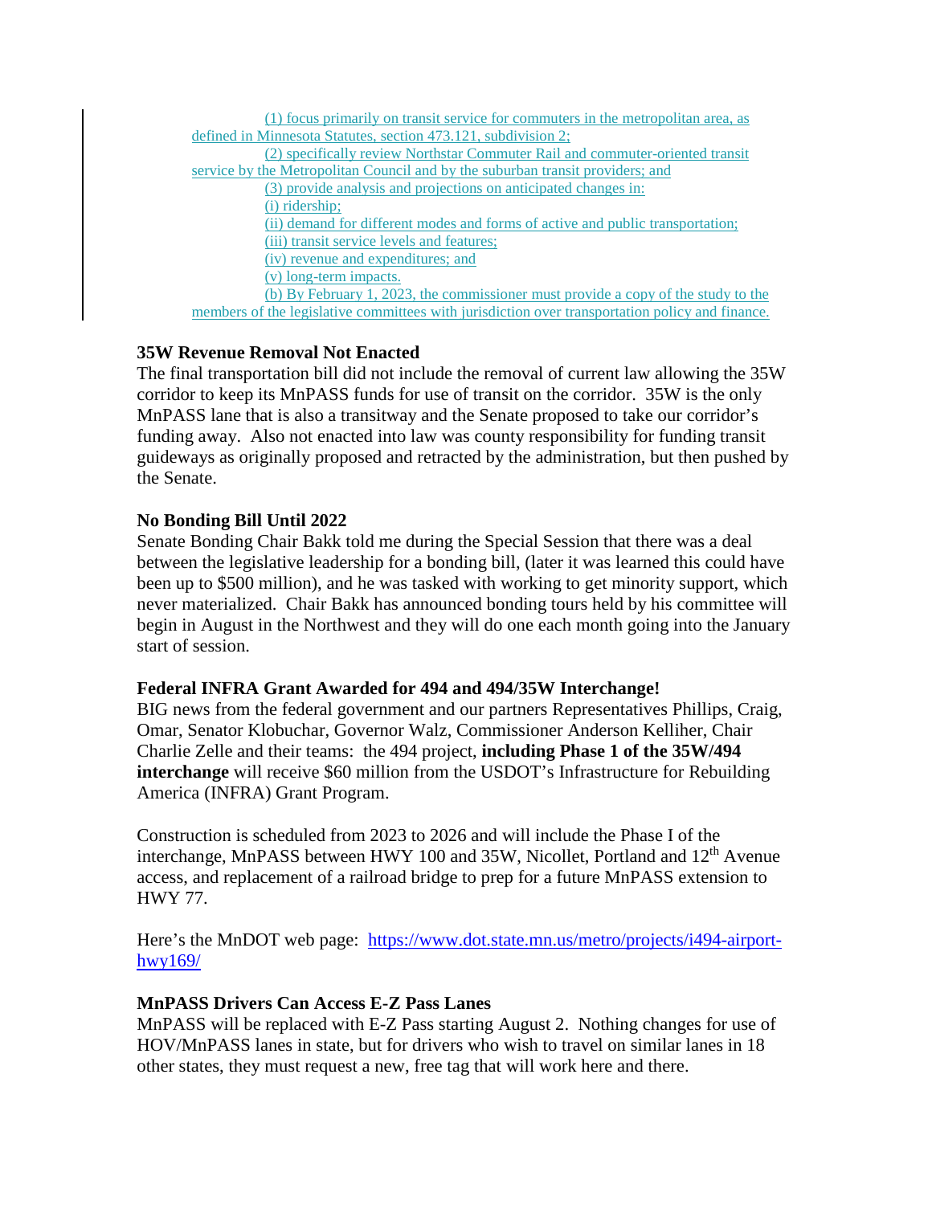(1) focus primarily on transit service for commuters in the metropolitan area, as defined in Minnesota Statutes, section 473.121, subdivision 2;

(2) specifically review Northstar Commuter Rail and commuter-oriented transit service by the Metropolitan Council and by the suburban transit providers; and

(3) provide analysis and projections on anticipated changes in:

(i) ridership;

(ii) demand for different modes and forms of active and public transportation;

(iii) transit service levels and features;

(iv) revenue and expenditures; and

(v) long-term impacts.

(b) By February 1, 2023, the commissioner must provide a copy of the study to the members of the legislative committees with jurisdiction over transportation policy and finance.

**35W Revenue Removal Not Enacted**

The final transportation bill did not include the removal of current law allowing the 35W corridor to keep its MnPASS funds for use of transit on the corridor. 35W is the only MnPASS lane that is also a transitway and the Senate proposed to take our corridor's funding away. Also not enacted into law was county responsibility for funding transit guideways as originally proposed and retracted by the administration, but then pushed by the Senate.

**No Bonding Bill Until 2022**

Senate Bonding Chair Bakk told me during the Special Session that there was a deal between the legislative leadership for a bonding bill, (later it was learned this could have been up to $500 million), and he was tasked with working to get minority support, which never materialized. Chair Bakk has announced bonding tours held by his committee will begin in August in the Northwest and they will do one each month going into the January start of session.

**Federal INFRA Grant Awarded for 494 and 494/35W Interchange!**

BIG news from the federal government and our partners Representatives Phillips, Craig, Omar, Senator Klobuchar, Governor Walz, Commissioner Anderson Kelliher, Chair Charlie Zelle and their teams: the 494 project, **including Phase 1 of the 35W/494 interchange** will receive $60 million from the USDOT's Infrastructure for Rebuilding America (INFRA) Grant Program.

Construction is scheduled from 2023 to 2026 and will include the Phase I of the interchange, MnPASS between HWY 100 and 35W, Nicollet, Portland and 12th Avenue access, and replacement of a railroad bridge to prep for a future MnPASS extension to HWY 77.

Here's the MnDOT web page: https://www.dot.state.mn.us/metro/projects/i494-airport-hwy169/

**MnPASS Drivers Can Access E-Z Pass Lanes**

MnPASS will be replaced with E-Z Pass starting August 2. Nothing changes for use of HOV/MnPASS lanes in state, but for drivers who wish to travel on similar lanes in 18 other states, they must request a new, free tag that will work here and there.